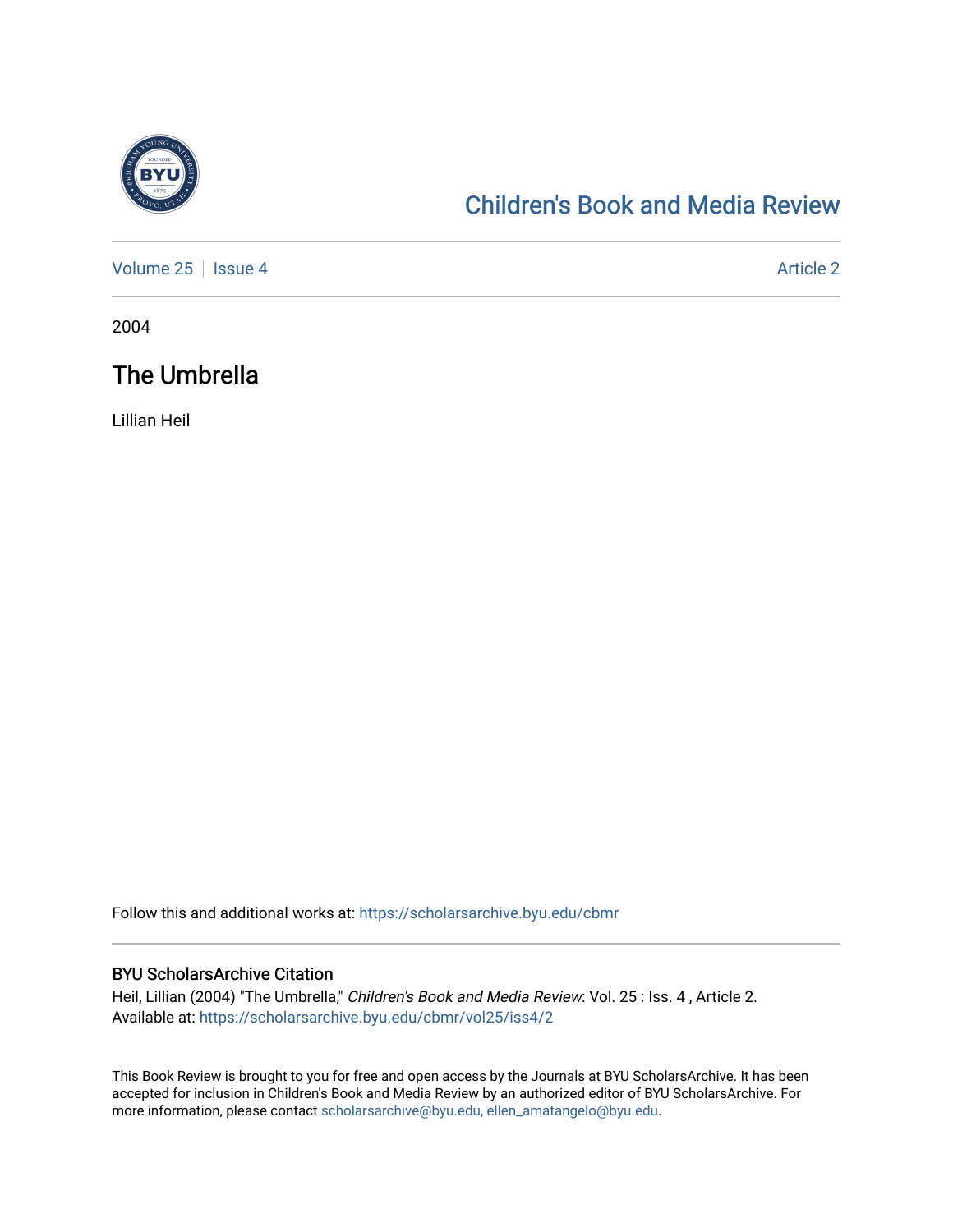Children's Book and Media Review

Volume 25 | Issue 4 | Article 2

2004

# The Umbrella

Lillian Heil

Follow this and additional works at: https://scholarsarchive.byu.edu/cbmr

## BYU ScholarsArchive Citation

Heil, Lillian (2004) "The Umbrella," *Children's Book and Media Review*: Vol. 25 : Iss. 4 , Article 2.
Available at: https://scholarsarchive.byu.edu/cbmr/vol25/iss4/2

This Book Review is brought to you for free and open access by the Journals at BYU ScholarsArchive. It has been accepted for inclusion in Children's Book and Media Review by an authorized editor of BYU ScholarsArchive. For more information, please contact scholarsarchive@byu.edu, ellen_amatangelo@byu.edu.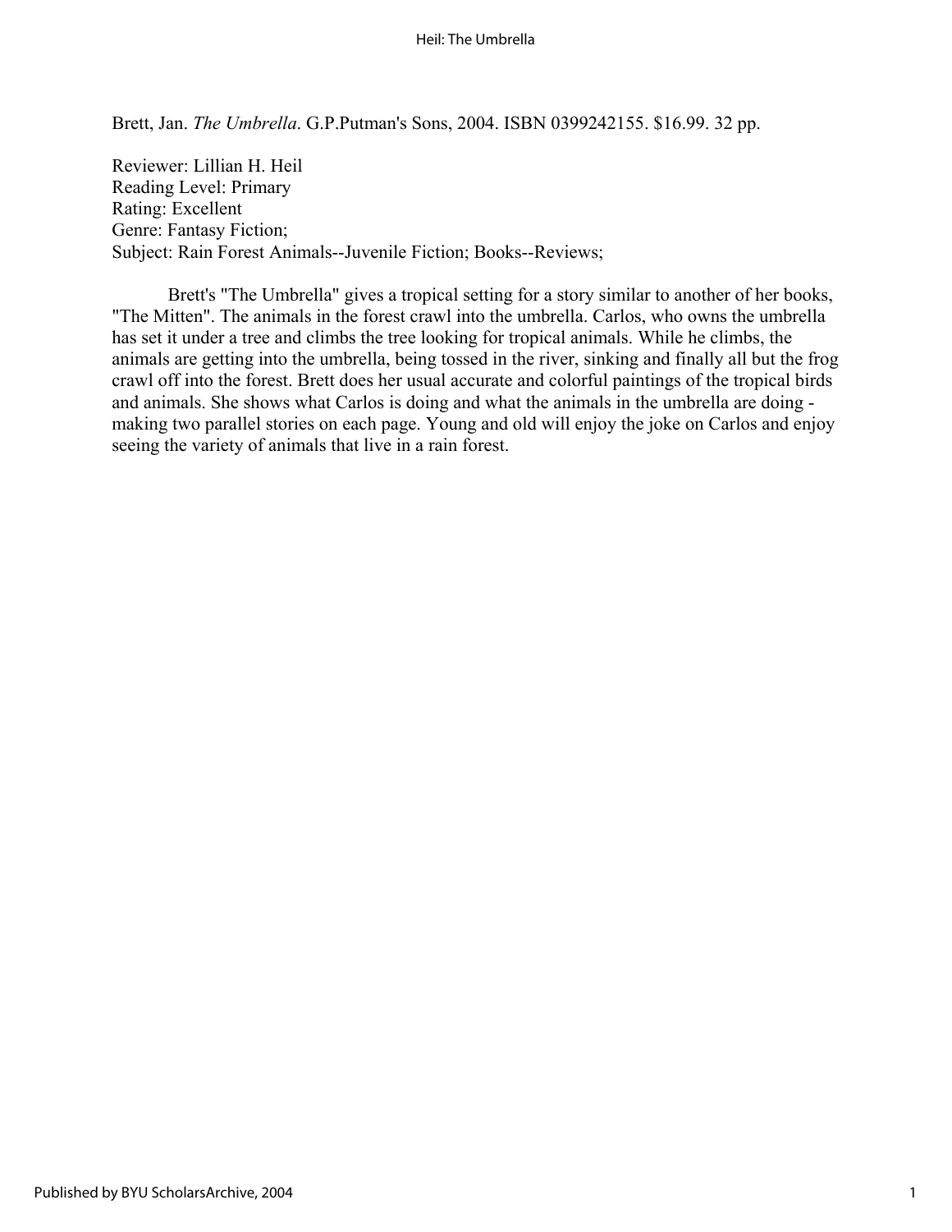Brett, Jan. *The Umbrella*. G.P.Putman's Sons, 2004. ISBN 0399242155. $16.99. 32 pp.

Reviewer: Lillian H. Heil  
Reading Level: Primary  
Rating: Excellent  
Genre: Fantasy Fiction;  
Subject: Rain Forest Animals--Juvenile Fiction; Books--Reviews;

Brett's "The Umbrella" gives a tropical setting for a story similar to another of her books, "The Mitten". The animals in the forest crawl into the umbrella. Carlos, who owns the umbrella has set it under a tree and climbs the tree looking for tropical animals. While he climbs, the animals are getting into the umbrella, being tossed in the river, sinking and finally all but the frog crawl off into the forest. Brett does her usual accurate and colorful paintings of the tropical birds and animals. She shows what Carlos is doing and what the animals in the umbrella are doing - making two parallel stories on each page. Young and old will enjoy the joke on Carlos and enjoy seeing the variety of animals that live in a rain forest.